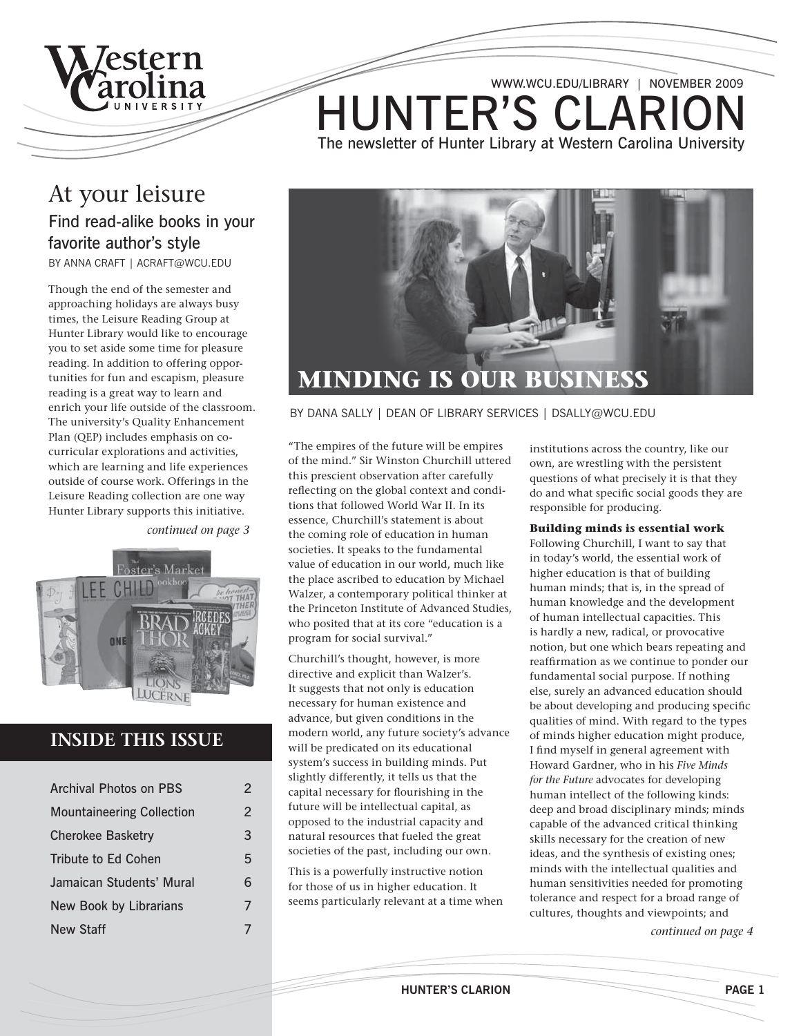WWW.WCU.EDU/LIBRARY | NOVEMBER 2009

# HUNTER'S CLARION

The newsletter of Hunter Library at Western Carolina University

## At your leisure

### Find read-alike books in your favorite author's style

BY ANNA CRAFT | ACRAFT@WCU.EDU

Though the end of the semester and approaching holidays are always busy times, the Leisure Reading Group at Hunter Library would like to encourage you to set aside some time for pleasure reading. In addition to offering opportunities for fun and escapism, pleasure reading is a great way to learn and enrich your life outside of the classroom. The university's Quality Enhancement Plan (QEP) includes emphasis on co-curricular explorations and activities, which are learning and life experiences outside of course work. Offerings in the Leisure Reading collection are one way Hunter Library supports this initiative.

*continued on page 3*

## INSIDE THIS ISSUE

| | |
|---|---|
| Archival Photos on PBS | 2 |
| Mountaineering Collection | 2 |
| Cherokee Basketry | 3 |
| Tribute to Ed Cohen | 5 |
| Jamaican Students' Mural | 6 |
| New Book by Librarians | 7 |
| New Staff | 7 |

## MINDING IS OUR BUSINESS

BY DANA SALLY | DEAN OF LIBRARY SERVICES | DSALLY@WCU.EDU

"The empires of the future will be empires of the mind." Sir Winston Churchill uttered this prescient observation after carefully reflecting on the global context and conditions that followed World War II. In its essence, Churchill's statement is about the coming role of education in human societies. It speaks to the fundamental value of education in our world, much like the place ascribed to education by Michael Walzer, a contemporary political thinker at the Princeton Institute of Advanced Studies, who posited that at its core "education is a program for social survival."

Churchill's thought, however, is more directive and explicit than Walzer's. It suggests that not only is education necessary for human existence and advance, but given conditions in the modern world, any future society's advance will be predicated on its educational system's success in building minds. Put slightly differently, it tells us that the capital necessary for flourishing in the future will be intellectual capital, as opposed to the industrial capacity and natural resources that fueled the great societies of the past, including our own.

This is a powerfully instructive notion for those of us in higher education. It seems particularly relevant at a time when institutions across the country, like our own, are wrestling with the persistent questions of what precisely it is that they do and what specific social goods they are responsible for producing.

**Building minds is essential work**

Following Churchill, I want to say that in today's world, the essential work of higher education is that of building human minds; that is, in the spread of human knowledge and the development of human intellectual capacities. This is hardly a new, radical, or provocative notion, but one which bears repeating and reaffirmation as we continue to ponder our fundamental social purpose. If nothing else, surely an advanced education should be about developing and producing specific qualities of mind. With regard to the types of minds higher education might produce, I find myself in general agreement with Howard Gardner, who in his *Five Minds for the Future* advocates for developing human intellect of the following kinds: deep and broad disciplinary minds; minds capable of the advanced critical thinking skills necessary for the creation of new ideas, and the synthesis of existing ones; minds with the intellectual qualities and human sensitivities needed for promoting tolerance and respect for a broad range of cultures, thoughts and viewpoints; and

*continued on page 4*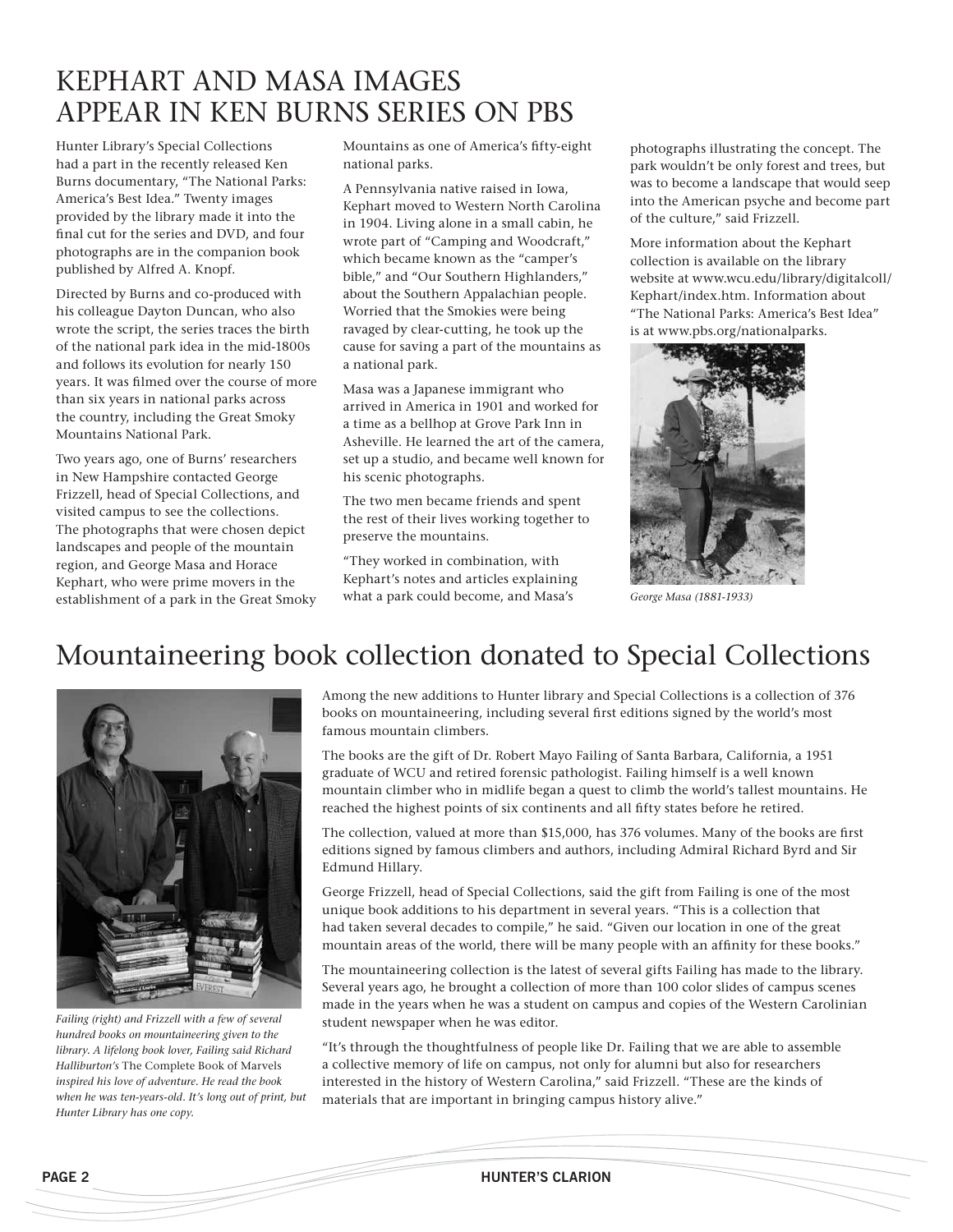# KEPHART AND MASA IMAGES APPEAR IN KEN BURNS SERIES ON PBS

Hunter Library's Special Collections had a part in the recently released Ken Burns documentary, "The National Parks: America's Best Idea." Twenty images provided by the library made it into the final cut for the series and DVD, and four photographs are in the companion book published by Alfred A. Knopf.

Directed by Burns and co-produced with his colleague Dayton Duncan, who also wrote the script, the series traces the birth of the national park idea in the mid-1800s and follows its evolution for nearly 150 years. It was filmed over the course of more than six years in national parks across the country, including the Great Smoky Mountains National Park.

Two years ago, one of Burns' researchers in New Hampshire contacted George Frizzell, head of Special Collections, and visited campus to see the collections. The photographs that were chosen depict landscapes and people of the mountain region, and George Masa and Horace Kephart, who were prime movers in the establishment of a park in the Great Smoky Mountains as one of America's fifty-eight national parks.

A Pennsylvania native raised in Iowa, Kephart moved to Western North Carolina in 1904. Living alone in a small cabin, he wrote part of "Camping and Woodcraft," which became known as the "camper's bible," and "Our Southern Highlanders," about the Southern Appalachian people. Worried that the Smokies were being ravaged by clear-cutting, he took up the cause for saving a part of the mountains as a national park.

Masa was a Japanese immigrant who arrived in America in 1901 and worked for a time as a bellhop at Grove Park Inn in Asheville. He learned the art of the camera, set up a studio, and became well known for his scenic photographs.

The two men became friends and spent the rest of their lives working together to preserve the mountains.

"They worked in combination, with Kephart's notes and articles explaining what a park could become, and Masa's photographs illustrating the concept. The park wouldn't be only forest and trees, but was to become a landscape that would seep into the American psyche and become part of the culture," said Frizzell.

More information about the Kephart collection is available on the library website at www.wcu.edu/library/digitalcoll/Kephart/index.htm. Information about "The National Parks: America's Best Idea" is at www.pbs.org/nationalparks.

*George Masa (1881-1933)*

# Mountaineering book collection donated to Special Collections

*Failing (right) and Frizzell with a few of several hundred books on mountaineering given to the library. A lifelong book lover, Failing said Richard Halliburton's* The Complete Book of Marvels *inspired his love of adventure. He read the book when he was ten-years-old. It's long out of print, but Hunter Library has one copy.*

Among the new additions to Hunter library and Special Collections is a collection of 376 books on mountaineering, including several first editions signed by the world's most famous mountain climbers.

The books are the gift of Dr. Robert Mayo Failing of Santa Barbara, California, a 1951 graduate of WCU and retired forensic pathologist. Failing himself is a well known mountain climber who in midlife began a quest to climb the world's tallest mountains. He reached the highest points of six continents and all fifty states before he retired.

The collection, valued at more than $15,000, has 376 volumes. Many of the books are first editions signed by famous climbers and authors, including Admiral Richard Byrd and Sir Edmund Hillary.

George Frizzell, head of Special Collections, said the gift from Failing is one of the most unique book additions to his department in several years. "This is a collection that had taken several decades to compile," he said. "Given our location in one of the great mountain areas of the world, there will be many people with an affinity for these books."

The mountaineering collection is the latest of several gifts Failing has made to the library. Several years ago, he brought a collection of more than 100 color slides of campus scenes made in the years when he was a student on campus and copies of the Western Carolinian student newspaper when he was editor.

"It's through the thoughtfulness of people like Dr. Failing that we are able to assemble a collective memory of life on campus, not only for alumni but also for researchers interested in the history of Western Carolina," said Frizzell. "These are the kinds of materials that are important in bringing campus history alive."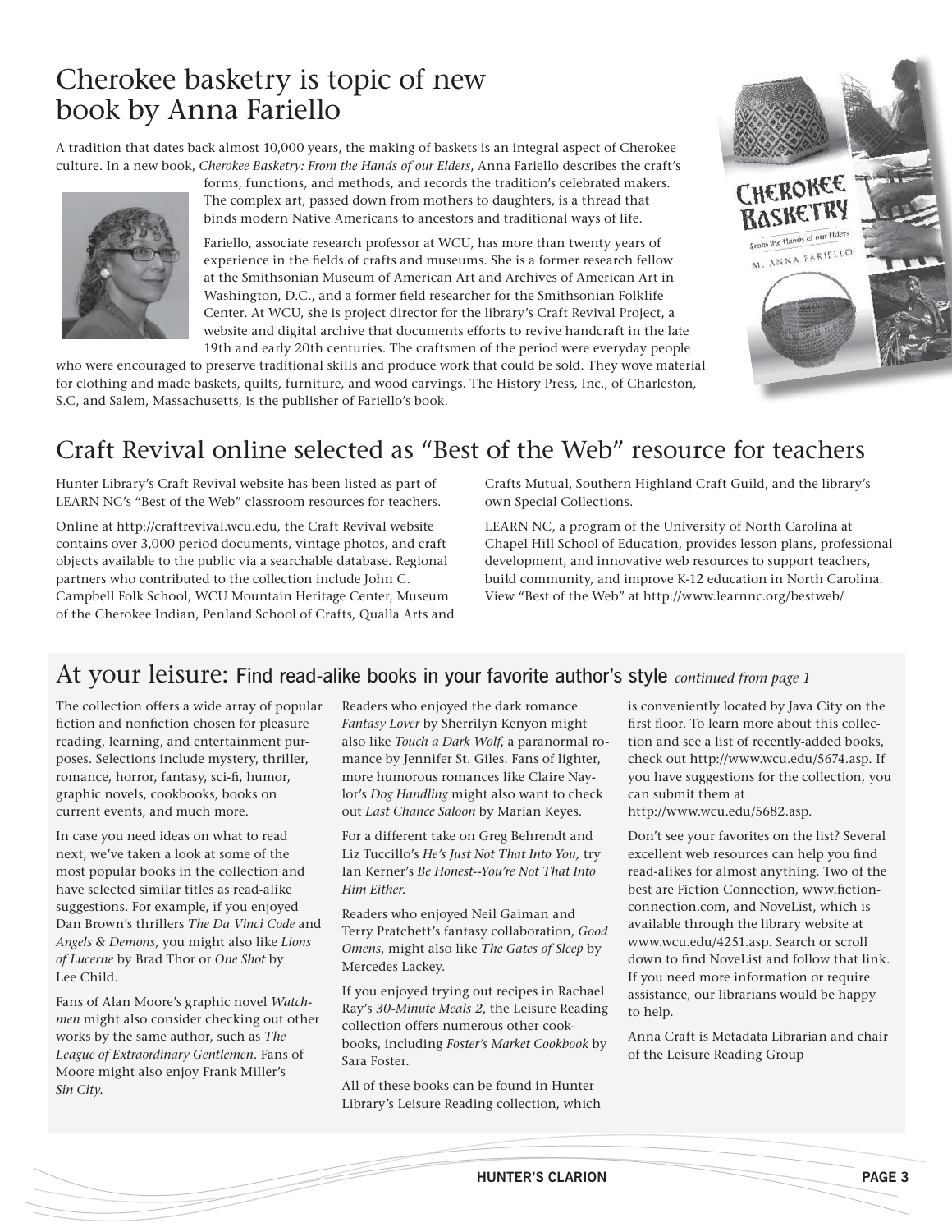## Cherokee basketry is topic of new book by Anna Fariello

A tradition that dates back almost 10,000 years, the making of baskets is an integral aspect of Cherokee culture. In a new book, *Cherokee Basketry: From the Hands of our Elders*, Anna Fariello describes the craft's forms, functions, and methods, and records the tradition's celebrated makers. The complex art, passed down from mothers to daughters, is a thread that binds modern Native Americans to ancestors and traditional ways of life.

Fariello, associate research professor at WCU, has more than twenty years of experience in the fields of crafts and museums. She is a former research fellow at the Smithsonian Museum of American Art and Archives of American Art in Washington, D.C., and a former field researcher for the Smithsonian Folklife Center. At WCU, she is project director for the library's Craft Revival Project, a website and digital archive that documents efforts to revive handcraft in the late 19th and early 20th centuries. The craftsmen of the period were everyday people who were encouraged to preserve traditional skills and produce work that could be sold. They wove material for clothing and made baskets, quilts, furniture, and wood carvings. The History Press, Inc., of Charleston, S.C, and Salem, Massachusetts, is the publisher of Fariello's book.

## Craft Revival online selected as "Best of the Web" resource for teachers

Hunter Library's Craft Revival website has been listed as part of LEARN NC's "Best of the Web" classroom resources for teachers.

Online at http://craftrevival.wcu.edu, the Craft Revival website contains over 3,000 period documents, vintage photos, and craft objects available to the public via a searchable database. Regional partners who contributed to the collection include John C. Campbell Folk School, WCU Mountain Heritage Center, Museum of the Cherokee Indian, Penland School of Crafts, Qualla Arts and Crafts Mutual, Southern Highland Craft Guild, and the library's own Special Collections.

LEARN NC, a program of the University of North Carolina at Chapel Hill School of Education, provides lesson plans, professional development, and innovative web resources to support teachers, build community, and improve K-12 education in North Carolina. View "Best of the Web" at http://www.learnnc.org/bestweb/

## At your leisure: Find read-alike books in your favorite author's style *continued from page 1*

The collection offers a wide array of popular fiction and nonfiction chosen for pleasure reading, learning, and entertainment purposes. Selections include mystery, thriller, romance, horror, fantasy, sci-fi, humor, graphic novels, cookbooks, books on current events, and much more.

In case you need ideas on what to read next, we've taken a look at some of the most popular books in the collection and have selected similar titles as read-alike suggestions. For example, if you enjoyed Dan Brown's thrillers *The Da Vinci Code* and *Angels & Demons*, you might also like *Lions of Lucerne* by Brad Thor or *One Shot* by Lee Child.

Fans of Alan Moore's graphic novel *Watchmen* might also consider checking out other works by the same author, such as *The League of Extraordinary Gentlemen*. Fans of Moore might also enjoy Frank Miller's *Sin City*.

Readers who enjoyed the dark romance *Fantasy Lover* by Sherrilyn Kenyon might also like *Touch a Dark Wolf*, a paranormal romance by Jennifer St. Giles. Fans of lighter, more humorous romances like Claire Naylor's *Dog Handling* might also want to check out *Last Chance Saloon* by Marian Keyes.

For a different take on Greg Behrendt and Liz Tuccillo's *He's Just Not That Into You,* try Ian Kerner's *Be Honest--You're Not That Into Him Either.*

Readers who enjoyed Neil Gaiman and Terry Pratchett's fantasy collaboration, *Good Omens*, might also like *The Gates of Sleep* by Mercedes Lackey.

If you enjoyed trying out recipes in Rachael Ray's *30-Minute Meals 2*, the Leisure Reading collection offers numerous other cookbooks, including *Foster's Market Cookbook* by Sara Foster.

All of these books can be found in Hunter Library's Leisure Reading collection, which is conveniently located by Java City on the first floor. To learn more about this collection and see a list of recently-added books, check out http://www.wcu.edu/5674.asp. If you have suggestions for the collection, you can submit them at http://www.wcu.edu/5682.asp.

Don't see your favorites on the list? Several excellent web resources can help you find read-alikes for almost anything. Two of the best are Fiction Connection, www.fiction-connection.com, and NoveList, which is available through the library website at www.wcu.edu/4251.asp. Search or scroll down to find NoveList and follow that link. If you need more information or require assistance, our librarians would be happy to help.

Anna Craft is Metadata Librarian and chair of the Leisure Reading Group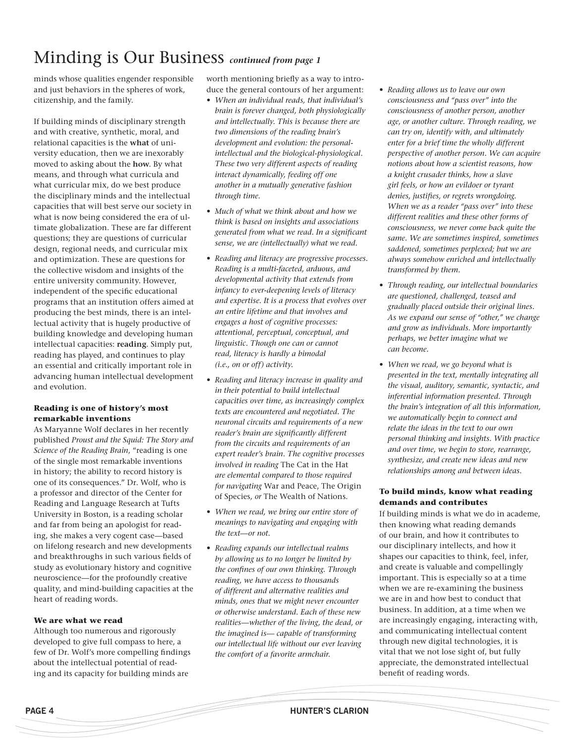# Minding is Our Business *continued from page 1*

minds whose qualities engender responsible and just behaviors in the spheres of work, citizenship, and the family.

If building minds of disciplinary strength and with creative, synthetic, moral, and relational capacities is the **what** of university education, then we are inexorably moved to asking about the **how**. By what means, and through what curricula and what curricular mix, do we best produce the disciplinary minds and the intellectual capacities that will best serve our society in what is now being considered the era of ultimate globalization. These are far different questions; they are questions of curricular design, regional needs, and curricular mix and optimization. These are questions for the collective wisdom and insights of the entire university community. However, independent of the specific educational programs that an institution offers aimed at producing the best minds, there is an intellectual activity that is hugely productive of building knowledge and developing human intellectual capacities: **reading**. Simply put, reading has played, and continues to play an essential and critically important role in advancing human intellectual development and evolution.

### Reading is one of history's most remarkable inventions

As Maryanne Wolf declares in her recently published *Proust and the Squid: The Story and Science of the Reading Brain*, "reading is one of the single most remarkable inventions in history; the ability to record history is one of its consequences." Dr. Wolf, who is a professor and director of the Center for Reading and Language Research at Tufts University in Boston, is a reading scholar and far from being an apologist for reading, she makes a very cogent case—based on lifelong research and new developments and breakthroughs in such various fields of study as evolutionary history and cognitive neuroscience—for the profoundly creative quality, and mind-building capacities at the heart of reading words.

### We are what we read

Although too numerous and rigorously developed to give full compass to here, a few of Dr. Wolf's more compelling findings about the intellectual potential of reading and its capacity for building minds are worth mentioning briefly as a way to introduce the general contours of her argument:

- *When an individual reads, that individual's brain is forever changed, both physiologically and intellectually. This is because there are two dimensions of the reading brain's development and evolution: the personal-intellectual and the biological-physiological. These two very different aspects of reading interact dynamically, feeding off one another in a mutually generative fashion through time.*
- *Much of what we think about and how we think is based on insights and associations generated from what we read. In a significant sense, we are (intellectually) what we read.*
- *Reading and literacy are progressive processes. Reading is a multi-faceted, arduous, and developmental activity that extends from infancy to ever-deepening levels of literacy and expertise. It is a process that evolves over an entire lifetime and that involves and engages a host of cognitive processes: attentional, perceptual, conceptual, and linguistic. Though one can or cannot read, literacy is hardly a bimodal (i.e., on or off) activity.*
- *Reading and literacy increase in quality and in their potential to build intellectual capacities over time, as increasingly complex texts are encountered and negotiated. The neuronal circuits and requirements of a new reader's brain are significantly different from the circuits and requirements of an expert reader's brain. The cognitive processes involved in reading* The Cat in the Hat *are elemental compared to those required for navigating* War and Peace, The Origin of Species, *or* The Wealth of Nations.
- *When we read, we bring our entire store of meanings to navigating and engaging with the text—or not.*
- *Reading expands our intellectual realms by allowing us to no longer be limited by the confines of our own thinking. Through reading, we have access to thousands of different and alternative realities and minds, ones that we might never encounter or otherwise understand. Each of these new realities—whether of the living, the dead, or the imagined is— capable of transforming our intellectual life without our ever leaving the comfort of a favorite armchair.*
- *Reading allows us to leave our own consciousness and "pass over" into the consciousness of another person, another age, or another culture. Through reading, we can try on, identify with, and ultimately enter for a brief time the wholly different perspective of another person. We can acquire notions about how a scientist reasons, how a knight crusader thinks, how a slave girl feels, or how an evildoer or tyrant denies, justifies, or regrets wrongdoing. When we as a reader "pass over" into these different realities and these other forms of consciousness, we never come back quite the same. We are sometimes inspired, sometimes saddened, sometimes perplexed; but we are always somehow enriched and intellectually transformed by them.*
- *Through reading, our intellectual boundaries are questioned, challenged, teased and gradually placed outside their original lines. As we expand our sense of "other," we change and grow as individuals. More importantly perhaps, we better imagine what we can become.*
- *When we read, we go beyond what is presented in the text, mentally integrating all the visual, auditory, semantic, syntactic, and inferential information presented. Through the brain's integration of all this information, we automatically begin to connect and relate the ideas in the text to our own personal thinking and insights. With practice and over time, we begin to store, rearrange, synthesize, and create new ideas and new relationships among and between ideas.*

### To build minds, know what reading demands and contributes

If building minds is what we do in academe, then knowing what reading demands of our brain, and how it contributes to our disciplinary intellects, and how it shapes our capacities to think, feel, infer, and create is valuable and compellingly important. This is especially so at a time when we are re-examining the business we are in and how best to conduct that business. In addition, at a time when we are increasingly engaging, interacting with, and communicating intellectual content through new digital technologies, it is vital that we not lose sight of, but fully appreciate, the demonstrated intellectual benefit of reading words.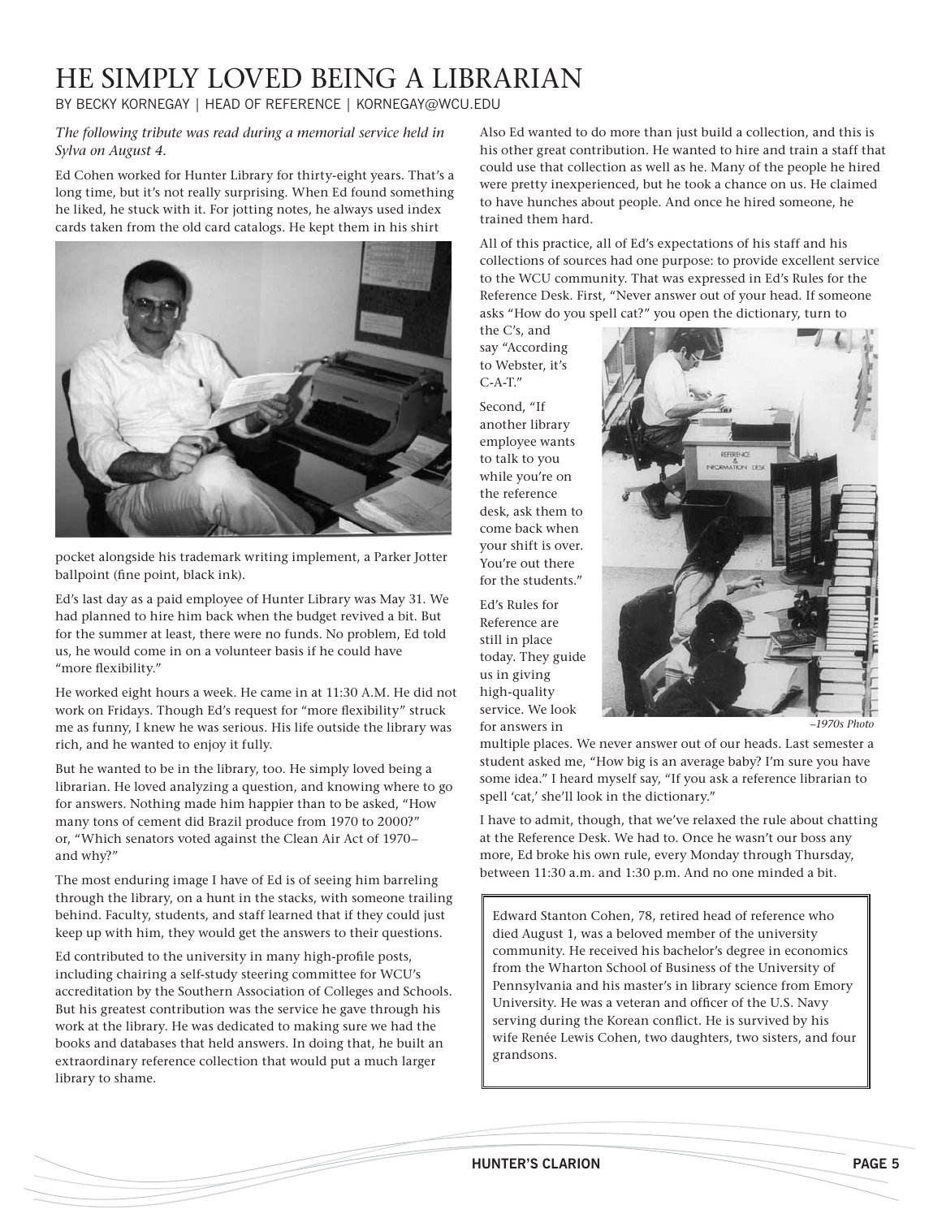# HE SIMPLY LOVED BEING A LIBRARIAN

BY BECKY KORNEGAY | HEAD OF REFERENCE | KORNEGAY@WCU.EDU

*The following tribute was read during a memorial service held in Sylva on August 4.*

Ed Cohen worked for Hunter Library for thirty-eight years. That's a long time, but it's not really surprising. When Ed found something he liked, he stuck with it. For jotting notes, he always used index cards taken from the old card catalogs. He kept them in his shirt pocket alongside his trademark writing implement, a Parker Jotter ballpoint (fine point, black ink).

Ed's last day as a paid employee of Hunter Library was May 31. We had planned to hire him back when the budget revived a bit. But for the summer at least, there were no funds. No problem, Ed told us, he would come in on a volunteer basis if he could have "more flexibility."

He worked eight hours a week. He came in at 11:30 A.M. He did not work on Fridays. Though Ed's request for "more flexibility" struck me as funny, I knew he was serious. His life outside the library was rich, and he wanted to enjoy it fully.

But he wanted to be in the library, too. He simply loved being a librarian. He loved analyzing a question, and knowing where to go for answers. Nothing made him happier than to be asked, "How many tons of cement did Brazil produce from 1970 to 2000?" or, "Which senators voted against the Clean Air Act of 1970–and why?"

The most enduring image I have of Ed is of seeing him barreling through the library, on a hunt in the stacks, with someone trailing behind. Faculty, students, and staff learned that if they could just keep up with him, they would get the answers to their questions.

Ed contributed to the university in many high-profile posts, including chairing a self-study steering committee for WCU's accreditation by the Southern Association of Colleges and Schools. But his greatest contribution was the service he gave through his work at the library. He was dedicated to making sure we had the books and databases that held answers. In doing that, he built an extraordinary reference collection that would put a much larger library to shame.

Also Ed wanted to do more than just build a collection, and this is his other great contribution. He wanted to hire and train a staff that could use that collection as well as he. Many of the people he hired were pretty inexperienced, but he took a chance on us. He claimed to have hunches about people. And once he hired someone, he trained them hard.

All of this practice, all of Ed's expectations of his staff and his collections of sources had one purpose: to provide excellent service to the WCU community. That was expressed in Ed's Rules for the Reference Desk. First, "Never answer out of your head. If someone asks "How do you spell cat?" you open the dictionary, turn to the C's, and say "According to Webster, it's C-A-T."

Second, "If another library employee wants to talk to you while you're on the reference desk, ask them to come back when your shift is over. You're out there for the students."

*–1970s Photo*

Ed's Rules for Reference are still in place today. They guide us in giving high-quality service. We look for answers in multiple places. We never answer out of our heads. Last semester a student asked me, "How big is an average baby? I'm sure you have some idea." I heard myself say, "If you ask a reference librarian to spell 'cat,' she'll look in the dictionary."

I have to admit, though, that we've relaxed the rule about chatting at the Reference Desk. We had to. Once he wasn't our boss any more, Ed broke his own rule, every Monday through Thursday, between 11:30 a.m. and 1:30 p.m. And no one minded a bit.

Edward Stanton Cohen, 78, retired head of reference who died August 1, was a beloved member of the university community. He received his bachelor's degree in economics from the Wharton School of Business of the University of Pennsylvania and his master's in library science from Emory University. He was a veteran and officer of the U.S. Navy serving during the Korean conflict. He is survived by his wife Renée Lewis Cohen, two daughters, two sisters, and four grandsons.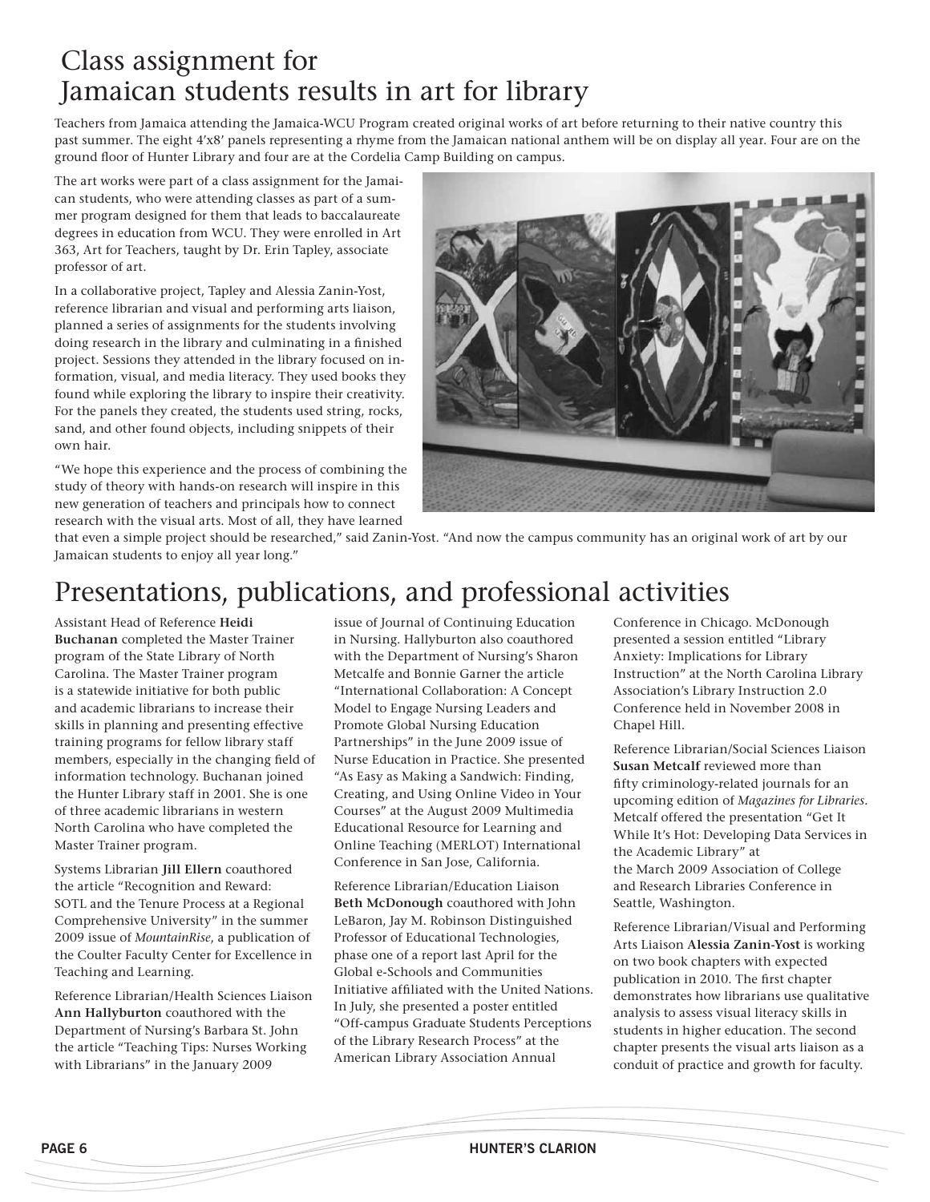# Class assignment for Jamaican students results in art for library

Teachers from Jamaica attending the Jamaica-WCU Program created original works of art before returning to their native country this past summer. The eight 4'x8' panels representing a rhyme from the Jamaican national anthem will be on display all year. Four are on the ground floor of Hunter Library and four are at the Cordelia Camp Building on campus.

The art works were part of a class assignment for the Jamaican students, who were attending classes as part of a summer program designed for them that leads to baccalaureate degrees in education from WCU. They were enrolled in Art 363, Art for Teachers, taught by Dr. Erin Tapley, associate professor of art.

In a collaborative project, Tapley and Alessia Zanin-Yost, reference librarian and visual and performing arts liaison, planned a series of assignments for the students involving doing research in the library and culminating in a finished project. Sessions they attended in the library focused on information, visual, and media literacy. They used books they found while exploring the library to inspire their creativity. For the panels they created, the students used string, rocks, sand, and other found objects, including snippets of their own hair.

"We hope this experience and the process of combining the study of theory with hands-on research will inspire in this new generation of teachers and principals how to connect research with the visual arts. Most of all, they have learned that even a simple project should be researched," said Zanin-Yost. "And now the campus community has an original work of art by our Jamaican students to enjoy all year long."

# Presentations, publications, and professional activities

Assistant Head of Reference **Heidi Buchanan** completed the Master Trainer program of the State Library of North Carolina. The Master Trainer program is a statewide initiative for both public and academic librarians to increase their skills in planning and presenting effective training programs for fellow library staff members, especially in the changing field of information technology. Buchanan joined the Hunter Library staff in 2001. She is one of three academic librarians in western North Carolina who have completed the Master Trainer program.

Systems Librarian **Jill Ellern** coauthored the article "Recognition and Reward: SOTL and the Tenure Process at a Regional Comprehensive University" in the summer 2009 issue of *MountainRise*, a publication of the Coulter Faculty Center for Excellence in Teaching and Learning.

Reference Librarian/Health Sciences Liaison **Ann Hallyburton** coauthored with the Department of Nursing's Barbara St. John the article "Teaching Tips: Nurses Working with Librarians" in the January 2009 issue of Journal of Continuing Education in Nursing. Hallyburton also coauthored with the Department of Nursing's Sharon Metcalfe and Bonnie Garner the article "International Collaboration: A Concept Model to Engage Nursing Leaders and Promote Global Nursing Education Partnerships" in the June 2009 issue of Nurse Education in Practice. She presented "As Easy as Making a Sandwich: Finding, Creating, and Using Online Video in Your Courses" at the August 2009 Multimedia Educational Resource for Learning and Online Teaching (MERLOT) International Conference in San Jose, California.

Reference Librarian/Education Liaison **Beth McDonough** coauthored with John LeBaron, Jay M. Robinson Distinguished Professor of Educational Technologies, phase one of a report last April for the Global e-Schools and Communities Initiative affiliated with the United Nations. In July, she presented a poster entitled "Off-campus Graduate Students Perceptions of the Library Research Process" at the American Library Association Annual Conference in Chicago. McDonough presented a session entitled "Library Anxiety: Implications for Library Instruction" at the North Carolina Library Association's Library Instruction 2.0 Conference held in November 2008 in Chapel Hill.

Reference Librarian/Social Sciences Liaison **Susan Metcalf** reviewed more than fifty criminology-related journals for an upcoming edition of *Magazines for Libraries*. Metcalf offered the presentation "Get It While It's Hot: Developing Data Services in the Academic Library" at the March 2009 Association of College and Research Libraries Conference in Seattle, Washington.

Reference Librarian/Visual and Performing Arts Liaison **Alessia Zanin-Yost** is working on two book chapters with expected publication in 2010. The first chapter demonstrates how librarians use qualitative analysis to assess visual literacy skills in students in higher education. The second chapter presents the visual arts liaison as a conduit of practice and growth for faculty.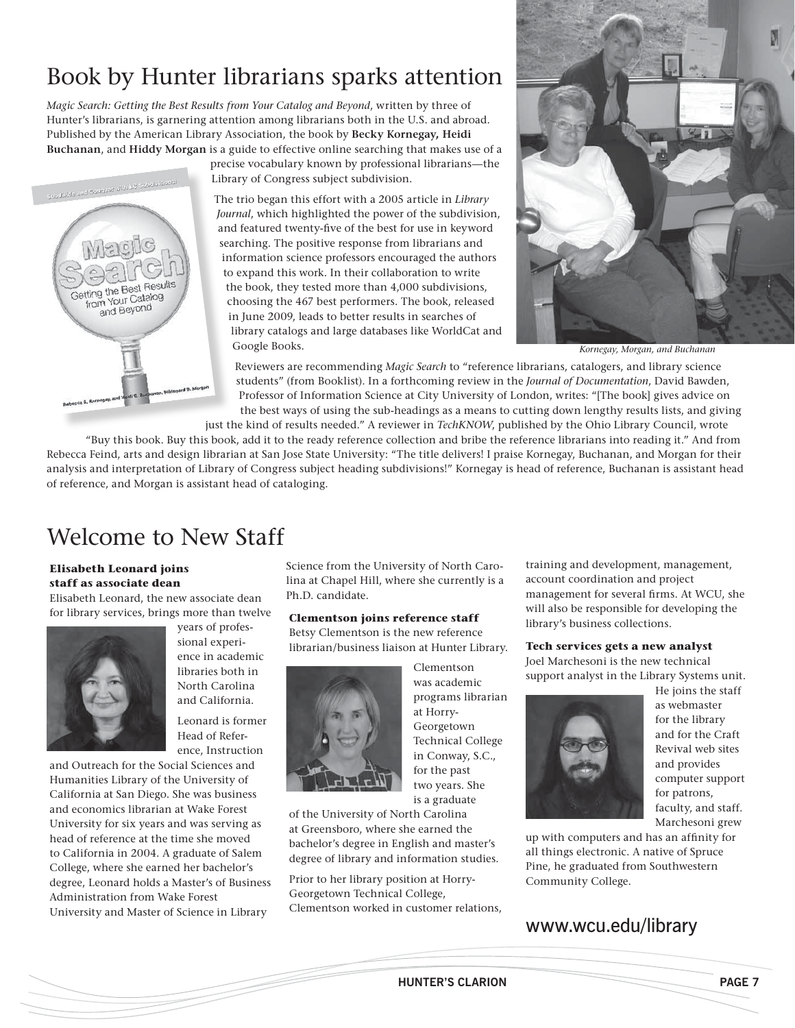# Book by Hunter librarians sparks attention

*Magic Search: Getting the Best Results from Your Catalog and Beyond*, written by three of Hunter's librarians, is garnering attention among librarians both in the U.S. and abroad. Published by the American Library Association, the book by **Becky Kornegay, Heidi Buchanan**, and **Hiddy Morgan** is a guide to effective online searching that makes use of a precise vocabulary known by professional librarians—the Library of Congress subject subdivision.

The trio began this effort with a 2005 article in *Library Journal*, which highlighted the power of the subdivision, and featured twenty-five of the best for use in keyword searching. The positive response from librarians and information science professors encouraged the authors to expand this work. In their collaboration to write the book, they tested more than 4,000 subdivisions, choosing the 467 best performers. The book, released in June 2009, leads to better results in searches of library catalogs and large databases like WorldCat and Google Books.

*Kornegay, Morgan, and Buchanan*

Reviewers are recommending *Magic Search* to "reference librarians, catalogers, and library science students" (from Booklist). In a forthcoming review in the *Journal of Documentation*, David Bawden, Professor of Information Science at City University of London, writes: "[The book] gives advice on the best ways of using the sub-headings as a means to cutting down lengthy results lists, and giving just the kind of results needed." A reviewer in *TechKNOW*, published by the Ohio Library Council, wrote "Buy this book. Buy this book, add it to the ready reference collection and bribe the reference librarians into reading it." And from Rebecca Feind, arts and design librarian at San Jose State University: "The title delivers! I praise Kornegay, Buchanan, and Morgan for their analysis and interpretation of Library of Congress subject heading subdivisions!" Kornegay is head of reference, Buchanan is assistant head of reference, and Morgan is assistant head of cataloging.

# Welcome to New Staff

### Elisabeth Leonard joins staff as associate dean

Elisabeth Leonard, the new associate dean for library services, brings more than twelve years of professional experience in academic libraries both in North Carolina and California.

Leonard is former Head of Reference, Instruction and Outreach for the Social Sciences and Humanities Library of the University of California at San Diego. She was business and economics librarian at Wake Forest University for six years and was serving as head of reference at the time she moved to California in 2004. A graduate of Salem College, where she earned her bachelor's degree, Leonard holds a Master's of Business Administration from Wake Forest University and Master of Science in Library Science from the University of North Carolina at Chapel Hill, where she currently is a Ph.D. candidate.

### Clementson joins reference staff

Betsy Clementson is the new reference librarian/business liaison at Hunter Library.

Clementson was academic programs librarian at Horry-Georgetown Technical College in Conway, S.C., for the past two years. She is a graduate of the University of North Carolina at Greensboro, where she earned the bachelor's degree in English and master's degree of library and information studies.

Prior to her library position at Horry-Georgetown Technical College, Clementson worked in customer relations, training and development, management, account coordination and project management for several firms. At WCU, she will also be responsible for developing the library's business collections.

### Tech services gets a new analyst

Joel Marchesoni is the new technical support analyst in the Library Systems unit. He joins the staff as webmaster for the library and for the Craft Revival web sites and provides computer support for patrons, faculty, and staff. Marchesoni grew up with computers and has an affinity for all things electronic. A native of Spruce Pine, he graduated from Southwestern Community College.

www.wcu.edu/library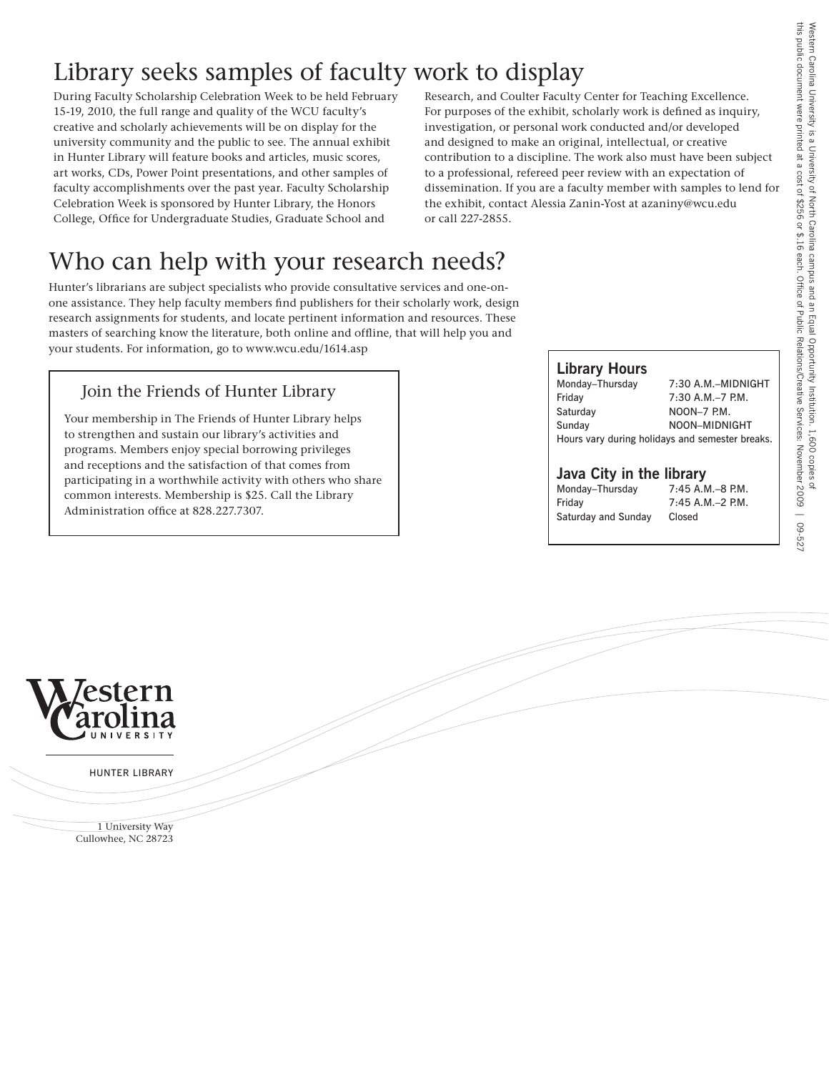# Library seeks samples of faculty work to display

During Faculty Scholarship Celebration Week to be held February 15-19, 2010, the full range and quality of the WCU faculty's creative and scholarly achievements will be on display for the university community and the public to see. The annual exhibit in Hunter Library will feature books and articles, music scores, art works, CDs, Power Point presentations, and other samples of faculty accomplishments over the past year. Faculty Scholarship Celebration Week is sponsored by Hunter Library, the Honors College, Office for Undergraduate Studies, Graduate School and Research, and Coulter Faculty Center for Teaching Excellence. For purposes of the exhibit, scholarly work is defined as inquiry, investigation, or personal work conducted and/or developed and designed to make an original, intellectual, or creative contribution to a discipline. The work also must have been subject to a professional, refereed peer review with an expectation of dissemination. If you are a faculty member with samples to lend for the exhibit, contact Alessia Zanin-Yost at azaniny@wcu.edu or call 227-2855.

# Who can help with your research needs?

Hunter's librarians are subject specialists who provide consultative services and one-on-one assistance. They help faculty members find publishers for their scholarly work, design research assignments for students, and locate pertinent information and resources. These masters of searching know the literature, both online and offline, that will help you and your students. For information, go to www.wcu.edu/1614.asp

## Join the Friends of Hunter Library

Your membership in The Friends of Hunter Library helps to strengthen and sustain our library's activities and programs. Members enjoy special borrowing privileges and receptions and the satisfaction of that comes from participating in a worthwhile activity with others who share common interests. Membership is $25. Call the Library Administration office at 828.227.7307.

### Library Hours

| | |
|---|---|
| Monday–Thursday | 7:30 A.M.–MIDNIGHT |
| Friday | 7:30 A.M.–7 P.M. |
| Saturday | NOON–7 P.M. |
| Sunday | NOON–MIDNIGHT |

Hours vary during holidays and semester breaks.

### Java City in the library

| | |
|---|---|
| Monday–Thursday | 7:45 A.M.–8 P.M. |
| Friday | 7:45 A.M.–2 P.M. |
| Saturday and Sunday | Closed |

Western Carolina University

HUNTER LIBRARY

1 University Way
Cullowhee, NC 28723

Western Carolina University is a University of North Carolina campus and an Equal Opportunity Institution. 1,600 copies of this public document were printed at a cost of $256 or $.16 each. Office of Public Relations/Creative Services. November 2009 | 09-527